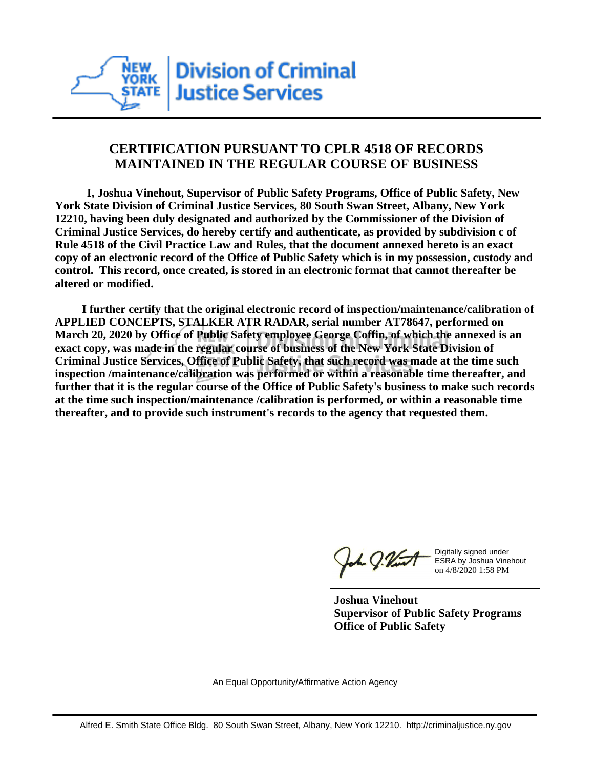New York State Division of Criminal Justice Services

## CERTIFICATION PURSUANT TO CPLR 4518 OF RECORDS MAINTAINED IN THE REGULAR COURSE OF BUSINESS

**I, Joshua Vinehout, Supervisor of Public Safety Programs, Office of Public Safety, New York State Division of Criminal Justice Services, 80 South Swan Street, Albany, New York 12210, having been duly designated and authorized by the Commissioner of the Division of Criminal Justice Services, do hereby certify and authenticate, as provided by subdivision c of Rule 4518 of the Civil Practice Law and Rules, that the document annexed hereto is an exact copy of an electronic record of the Office of Public Safety which is in my possession, custody and control. This record, once created, is stored in an electronic format that cannot thereafter be altered or modified.**

**I further certify that the original electronic record of inspection/maintenance/calibration of APPLIED CONCEPTS, STALKER ATR RADAR, serial number AT78647, performed on March 20, 2020 by Office of Public Safety employee George Coffin, of which the annexed is an exact copy, was made in the regular course of business of the New York State Division of Criminal Justice Services, Office of Public Safety, that such record was made at the time such inspection /maintenance/calibration was performed or within a reasonable time thereafter, and further that it is the regular course of the Office of Public Safety's business to make such records at the time such inspection/maintenance /calibration is performed, or within a reasonable time thereafter, and to provide such instrument's records to the agency that requested them.**

Digitally signed under ESRA by Joshua Vinehout on 4/8/2020 1:58 PM

**Joshua Vinehout**
**Supervisor of Public Safety Programs**
**Office of Public Safety**

An Equal Opportunity/Affirmative Action Agency

Alfred E. Smith State Office Bldg. 80 South Swan Street, Albany, New York 12210. http://criminaljustice.ny.gov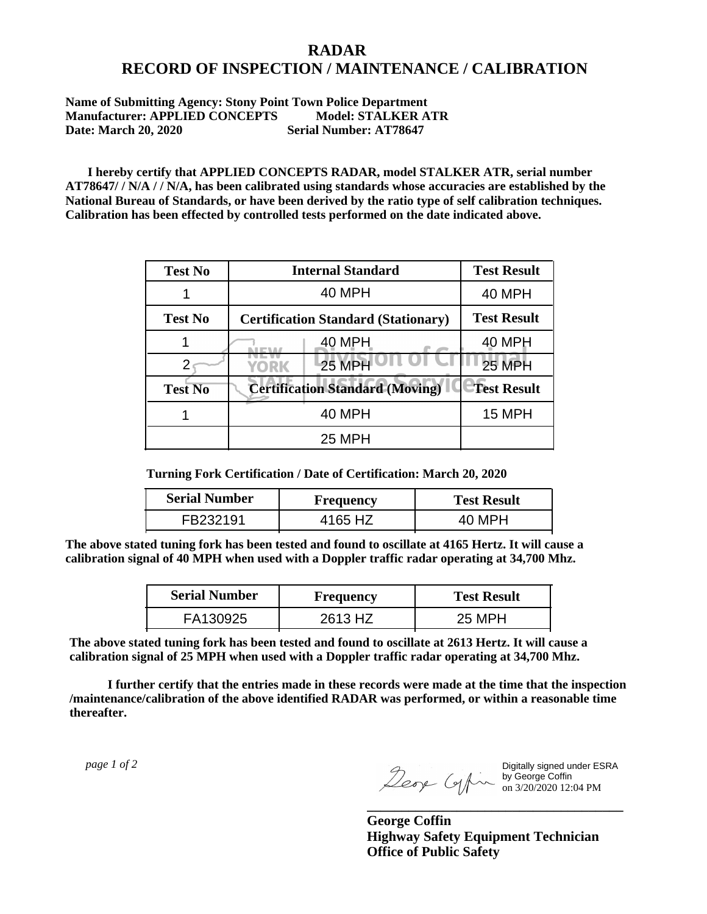# RADAR
# RECORD OF INSPECTION / MAINTENANCE / CALIBRATION

**Name of Submitting Agency: Stony Point Town Police Department**
**Manufacturer: APPLIED CONCEPTS Model: STALKER ATR**
**Date: March 20, 2020 Serial Number: AT78647**

**I hereby certify that APPLIED CONCEPTS RADAR, model STALKER ATR, serial number AT78647/ / N/A / / N/A, has been calibrated using standards whose accuracies are established by the National Bureau of Standards, or have been derived by the ratio type of self calibration techniques. Calibration has been effected by controlled tests performed on the date indicated above.**

| Test No | Internal Standard | Test Result |
|---|---|---|
| 1 | 40 MPH | 40 MPH |
| **Test No** | **Certification Standard (Stationary)** | **Test Result** |
| 1 | 40 MPH | 40 MPH |
| 2 | 25 MPH | 25 MPH |
| **Test No** | **Certification Standard (Moving)** | **Test Result** |
| 1 | 40 MPH | 15 MPH |
| | 25 MPH | |

**Turning Fork Certification / Date of Certification: March 20, 2020**

| Serial Number | Frequency | Test Result |
|---|---|---|
| FB232191 | 4165 HZ | 40 MPH |

**The above stated tuning fork has been tested and found to oscillate at 4165 Hertz. It will cause a calibration signal of 40 MPH when used with a Doppler traffic radar operating at 34,700 Mhz.**

| Serial Number | Frequency | Test Result |
|---|---|---|
| FA130925 | 2613 HZ | 25 MPH |

**The above stated tuning fork has been tested and found to oscillate at 2613 Hertz. It will cause a calibration signal of 25 MPH when used with a Doppler traffic radar operating at 34,700 Mhz.**

**I further certify that the entries made in these records were made at the time that the inspection /maintenance/calibration of the above identified RADAR was performed, or within a reasonable time thereafter.**

Digitally signed under ESRA by George Coffin on 3/20/2020 12:04 PM

**George Coffin**
**Highway Safety Equipment Technician**
**Office of Public Safety**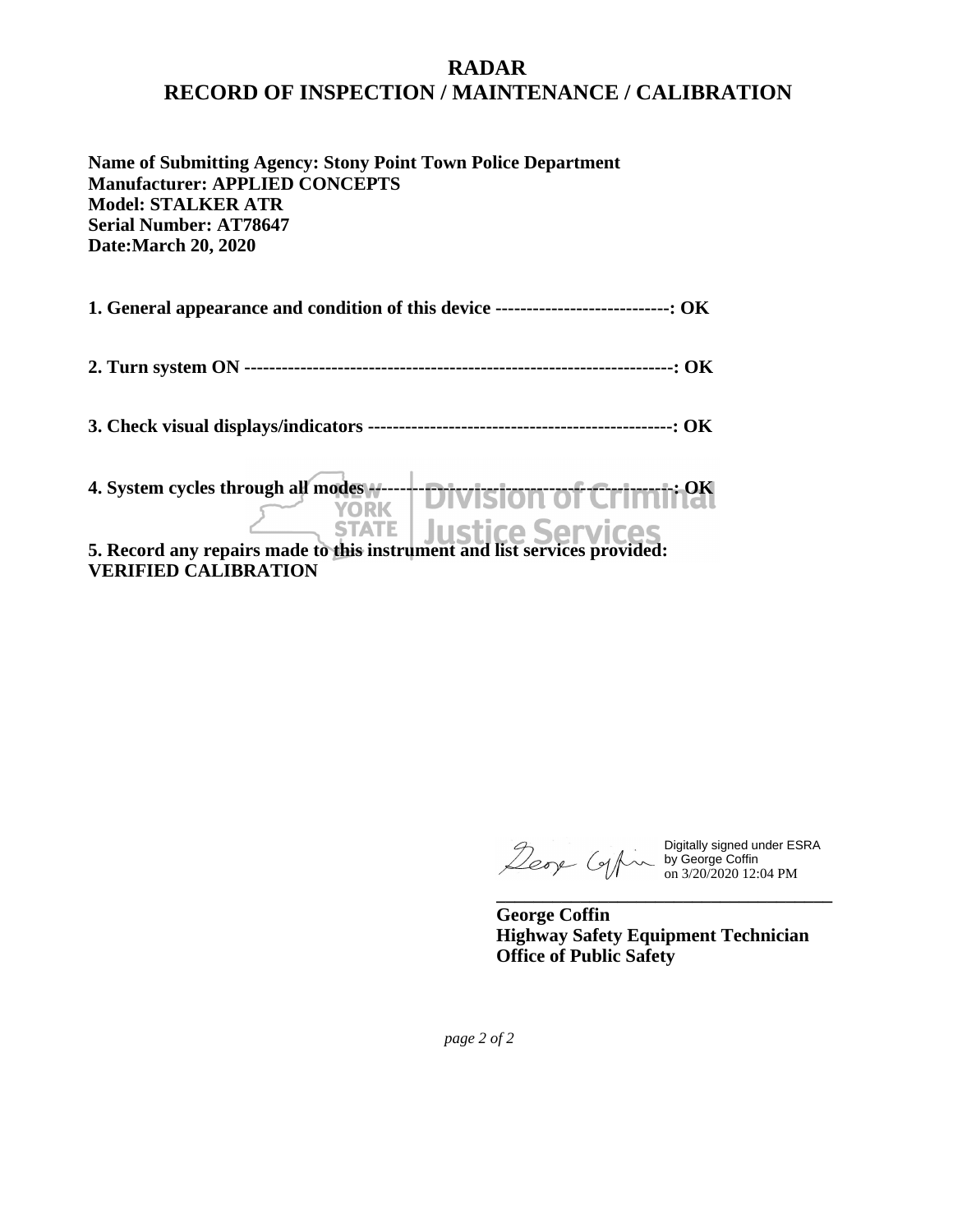# RADAR
# RECORD OF INSPECTION / MAINTENANCE / CALIBRATION

**Name of Submitting Agency: Stony Point Town Police Department**
**Manufacturer: APPLIED CONCEPTS**
**Model: STALKER ATR**
**Serial Number: AT78647**
**Date:March 20, 2020**

**1. General appearance and condition of this device ----------------------------: OK**

**2. Turn system ON -------------------------------------------------------------------: OK**

**3. Check visual displays/indicators -------------------------------------------------: OK**

**4. System cycles through all modes -------------------------------------------------: OK**

**5. Record any repairs made to this instrument and list services provided:**
**VERIFIED CALIBRATION**

Digitally signed under ESRA by George Coffin on 3/20/2020 12:04 PM

**George Coffin**
**Highway Safety Equipment Technician**
**Office of Public Safety**